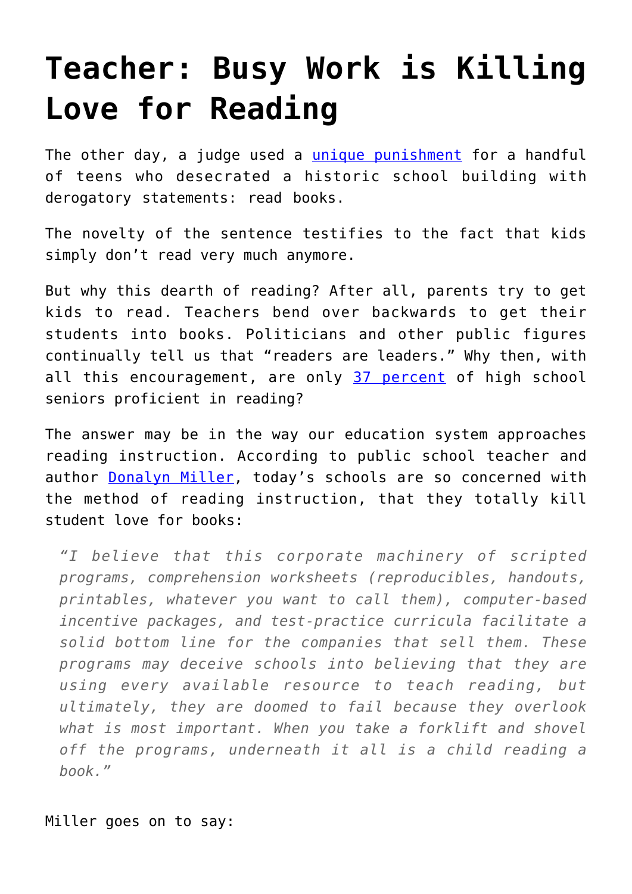# Teacher: Busy Work is Killing Love for Reading

The other day, a judge used a unique punishment for a handful of teens who desecrated a historic school building with derogatory statements: read books.

The novelty of the sentence testifies to the fact that kids simply don't read very much anymore.

But why this dearth of reading? After all, parents try to get kids to read. Teachers bend over backwards to get their students into books. Politicians and other public figures continually tell us that "readers are leaders." Why then, with all this encouragement, are only 37 percent of high school seniors proficient in reading?

The answer may be in the way our education system approaches reading instruction. According to public school teacher and author Donalyn Miller, today's schools are so concerned with the method of reading instruction, that they totally kill student love for books:

> *"I believe that this corporate machinery of scripted programs, comprehension worksheets (reproducibles, handouts, printables, whatever you want to call them), computer-based incentive packages, and test-practice curricula facilitate a solid bottom line for the companies that sell them. These programs may deceive schools into believing that they are using every available resource to teach reading, but ultimately, they are doomed to fail because they overlook what is most important. When you take a forklift and shovel off the programs, underneath it all is a child reading a book."*

Miller goes on to say: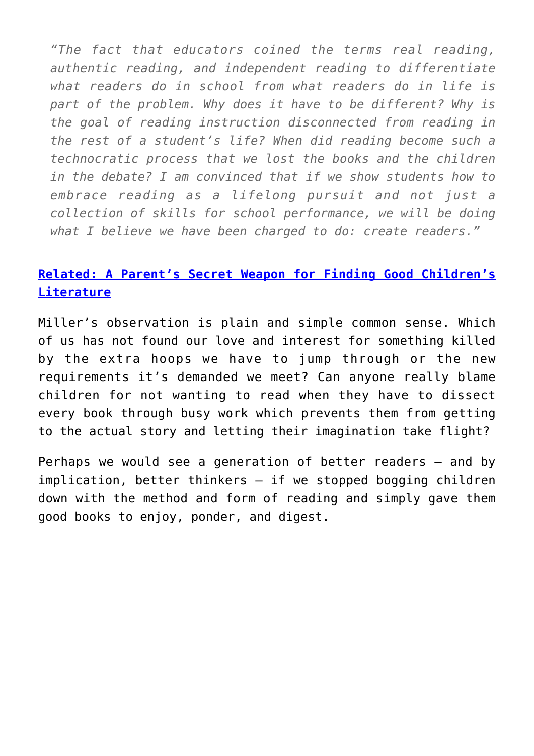> *"The fact that educators coined the terms real reading, authentic reading, and independent reading to differentiate what readers do in school from what readers do in life is part of the problem. Why does it have to be different? Why is the goal of reading instruction disconnected from reading in the rest of a student's life? When did reading become such a technocratic process that we lost the books and the children in the debate? I am convinced that if we show students how to embrace reading as a lifelong pursuit and not just a collection of skills for school performance, we will be doing what I believe we have been charged to do: create readers."*

**Related: A Parent's Secret Weapon for Finding Good Children's Literature**

Miller's observation is plain and simple common sense. Which of us has not found our love and interest for something killed by the extra hoops we have to jump through or the new requirements it's demanded we meet? Can anyone really blame children for not wanting to read when they have to dissect every book through busy work which prevents them from getting to the actual story and letting their imagination take flight?

Perhaps we would see a generation of better readers – and by implication, better thinkers – if we stopped bogging children down with the method and form of reading and simply gave them good books to enjoy, ponder, and digest.